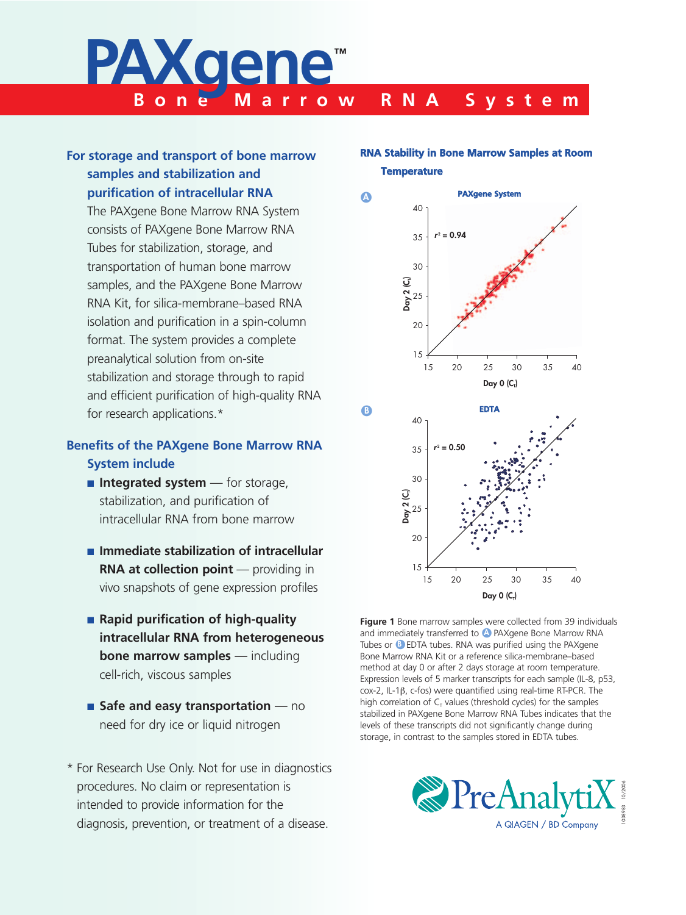# PAXgene™

## Bone Marrow RNA System

### For storage and transport of bone marrow samples and stabilization and purification of intracellular RNA

The PAXgene Bone Marrow RNA System consists of PAXgene Bone Marrow RNA Tubes for stabilization, storage, and transportation of human bone marrow samples, and the PAXgene Bone Marrow RNA Kit, for silica-membrane–based RNA isolation and purification in a spin-column format. The system provides a complete preanalytical solution from on-site stabilization and storage through to rapid and efficient purification of high-quality RNA for research applications.*

### Benefits of the PAXgene Bone Marrow RNA System include

- **Integrated system** — for storage, stabilization, and purification of intracellular RNA from bone marrow
- **Immediate stabilization of intracellular RNA at collection point** — providing in vivo snapshots of gene expression profiles
- **Rapid purification of high-quality intracellular RNA from heterogeneous bone marrow samples** — including cell-rich, viscous samples
- **Safe and easy transportation** — no need for dry ice or liquid nitrogen

\* For Research Use Only. Not for use in diagnostics procedures. No claim or representation is intended to provide information for the diagnosis, prevention, or treatment of a disease.

### RNA Stability in Bone Marrow Samples at Room Temperature

**Figure 1** Bone marrow samples were collected from 39 individuals and immediately transferred to A PAXgene Bone Marrow RNA Tubes or B EDTA tubes. RNA was purified using the PAXgene Bone Marrow RNA Kit or a reference silica-membrane–based method at day 0 or after 2 days storage at room temperature. Expression levels of 5 marker transcripts for each sample (IL-8, p53, cox-2, IL-1β, c-fos) were quantified using real-time RT-PCR. The high correlation of $C_T$ values (threshold cycles) for the samples stabilized in PAXgene Bone Marrow RNA Tubes indicates that the levels of these transcripts did not significantly change during storage, in contrast to the samples stored in EDTA tubes.

PreAnalytiX — A QIAGEN / BD Company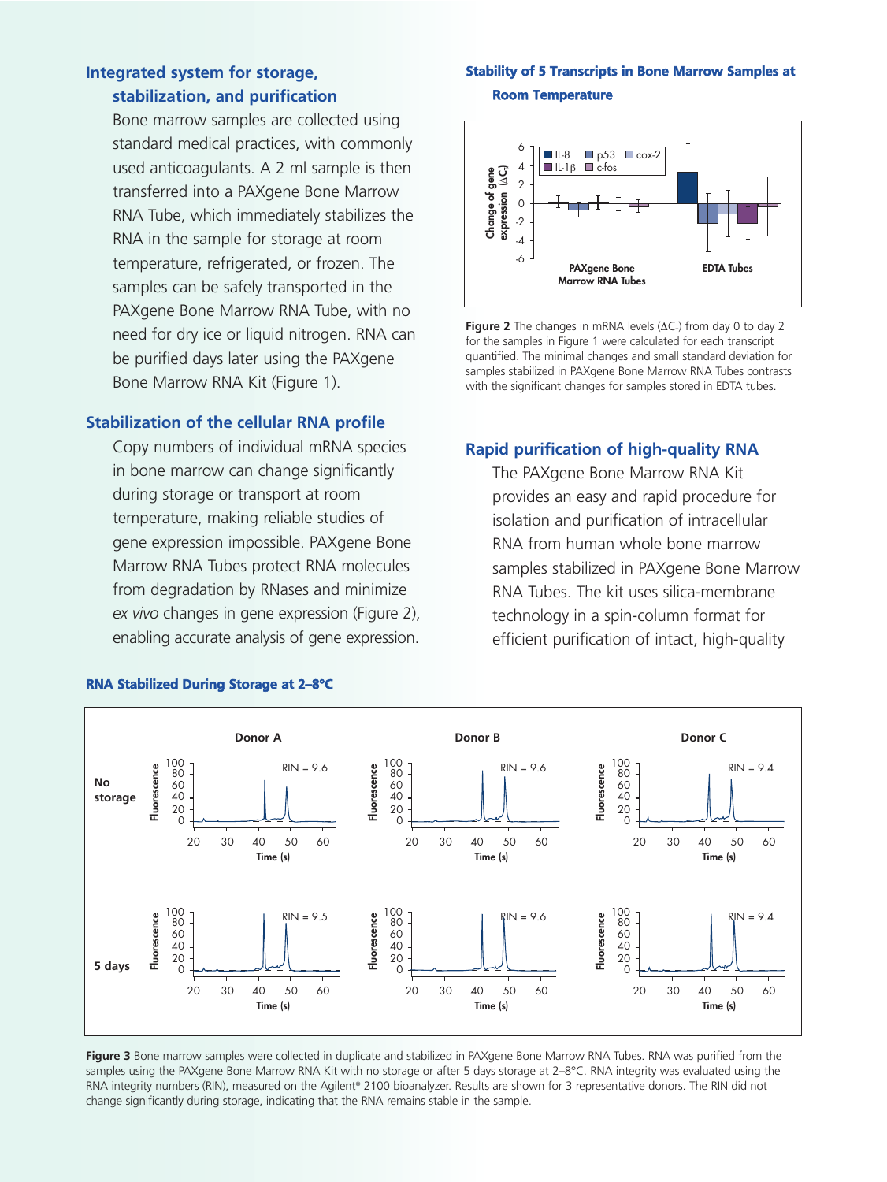## Integrated system for storage, stabilization, and purification

Bone marrow samples are collected using standard medical practices, with commonly used anticoagulants. A 2 ml sample is then transferred into a PAXgene Bone Marrow RNA Tube, which immediately stabilizes the RNA in the sample for storage at room temperature, refrigerated, or frozen. The samples can be safely transported in the PAXgene Bone Marrow RNA Tube, with no need for dry ice or liquid nitrogen. RNA can be purified days later using the PAXgene Bone Marrow RNA Kit (Figure 1).

## Stabilization of the cellular RNA profile

Copy numbers of individual mRNA species in bone marrow can change significantly during storage or transport at room temperature, making reliable studies of gene expression impossible. PAXgene Bone Marrow RNA Tubes protect RNA molecules from degradation by RNases and minimize *ex vivo* changes in gene expression (Figure 2), enabling accurate analysis of gene expression.

### Stability of 5 Transcripts in Bone Marrow Samples at Room Temperature

**Figure 2** The changes in mRNA levels ($\Delta C_T$) from day 0 to day 2 for the samples in Figure 1 were calculated for each transcript quantified. The minimal changes and small standard deviation for samples stabilized in PAXgene Bone Marrow RNA Tubes contrasts with the significant changes for samples stored in EDTA tubes.

## Rapid purification of high-quality RNA

The PAXgene Bone Marrow RNA Kit provides an easy and rapid procedure for isolation and purification of intracellular RNA from human whole bone marrow samples stabilized in PAXgene Bone Marrow RNA Tubes. The kit uses silica-membrane technology in a spin-column format for efficient purification of intact, high-quality

### RNA Stabilized During Storage at 2–8°C

**Figure 3** Bone marrow samples were collected in duplicate and stabilized in PAXgene Bone Marrow RNA Tubes. RNA was purified from the samples using the PAXgene Bone Marrow RNA Kit with no storage or after 5 days storage at 2–8°C. RNA integrity was evaluated using the RNA integrity numbers (RIN), measured on the Agilent® 2100 bioanalyzer. Results are shown for 3 representative donors. The RIN did not change significantly during storage, indicating that the RNA remains stable in the sample.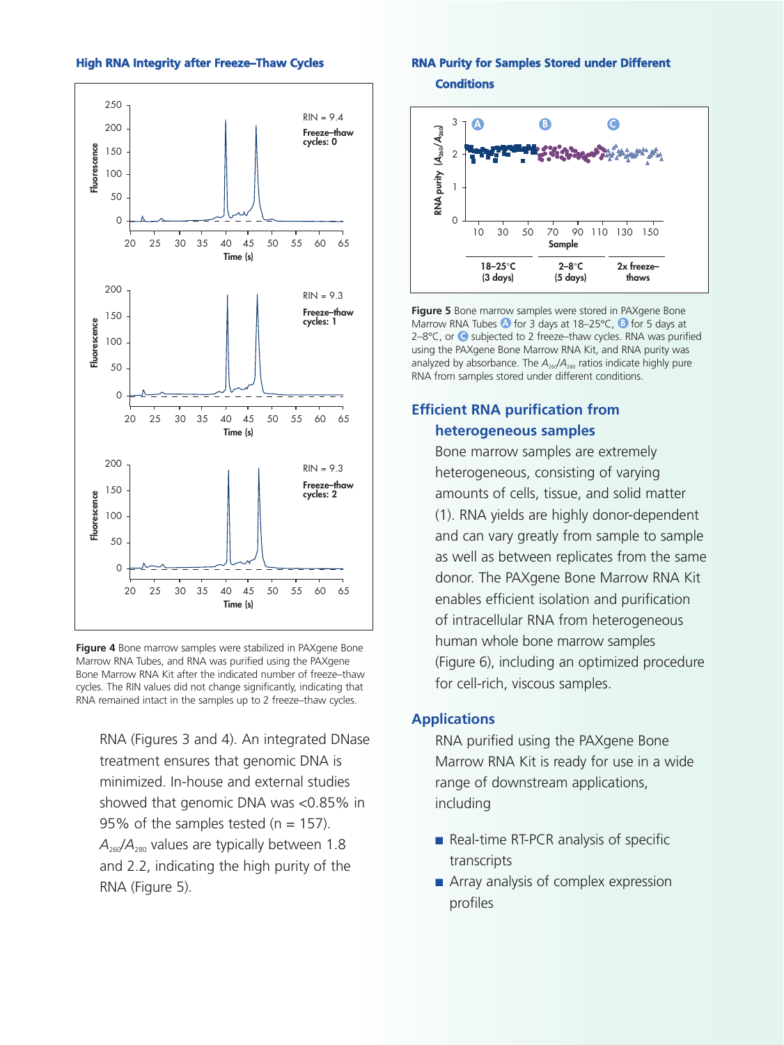## High RNA Integrity after Freeze–Thaw Cycles

Figure 4 Bone marrow samples were stabilized in PAXgene Bone Marrow RNA Tubes, and RNA was purified using the PAXgene Bone Marrow RNA Kit after the indicated number of freeze–thaw cycles. The RIN values did not change significantly, indicating that RNA remained intact in the samples up to 2 freeze–thaw cycles.

RNA (Figures 3 and 4). An integrated DNase treatment ensures that genomic DNA is minimized. In-house and external studies showed that genomic DNA was <0.85% in 95% of the samples tested (n = 157). $A_{260}/A_{280}$ values are typically between 1.8 and 2.2, indicating the high purity of the RNA (Figure 5).

## RNA Purity for Samples Stored under Different Conditions

Figure 5 Bone marrow samples were stored in PAXgene Bone Marrow RNA Tubes A for 3 days at 18–25°C, B for 5 days at 2–8°C, or C subjected to 2 freeze–thaw cycles. RNA was purified using the PAXgene Bone Marrow RNA Kit, and RNA purity was analyzed by absorbance. The $A_{260}/A_{280}$ ratios indicate highly pure RNA from samples stored under different conditions.

## Efficient RNA purification from heterogeneous samples

Bone marrow samples are extremely heterogeneous, consisting of varying amounts of cells, tissue, and solid matter (1). RNA yields are highly donor-dependent and can vary greatly from sample to sample as well as between replicates from the same donor. The PAXgene Bone Marrow RNA Kit enables efficient isolation and purification of intracellular RNA from heterogeneous human whole bone marrow samples (Figure 6), including an optimized procedure for cell-rich, viscous samples.

## Applications

RNA purified using the PAXgene Bone Marrow RNA Kit is ready for use in a wide range of downstream applications, including

- Real-time RT-PCR analysis of specific transcripts
- Array analysis of complex expression profiles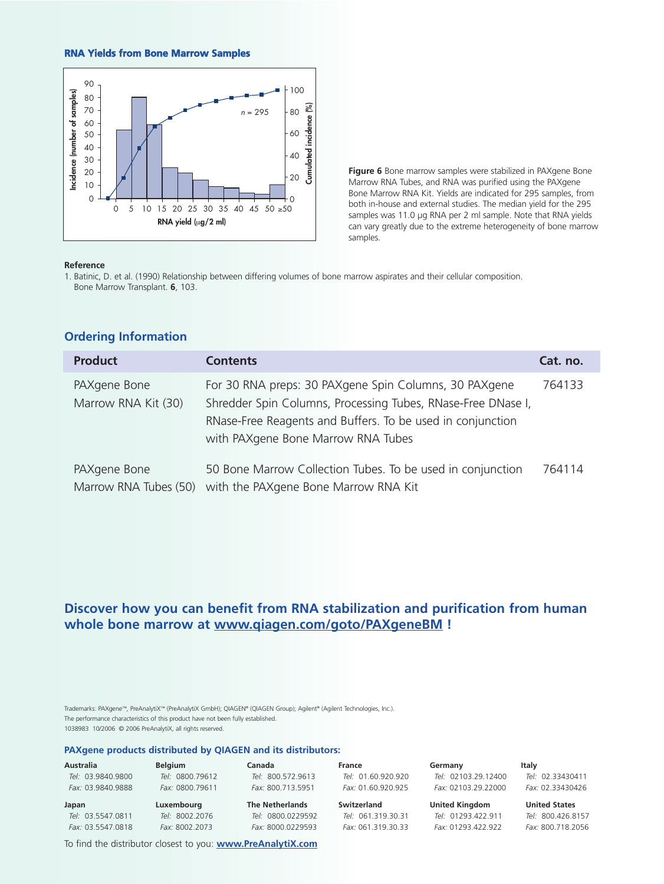## RNA Yields from Bone Marrow Samples

Incidence (number of samples)

90
80
70
60
50
40
30
20
10
0

Cumulated incidence (%)

100
80
60
40
20
0

*n* = 295

0 5 10 15 20 25 30 35 40 45 50 ≥50

RNA yield (µg/2 ml)

**Figure 6** Bone marrow samples were stabilized in PAXgene Bone Marrow RNA Tubes, and RNA was purified using the PAXgene Bone Marrow RNA Kit. Yields are indicated for 295 samples, from both in-house and external studies. The median yield for the 295 samples was 11.0 µg RNA per 2 ml sample. Note that RNA yields can vary greatly due to the extreme heterogeneity of bone marrow samples.

**Reference**

1. Batinic, D. et al. (1990) Relationship between differing volumes of bone marrow aspirates and their cellular composition. Bone Marrow Transplant. **6**, 103.

## Ordering Information

| Product | Contents | Cat. no. |
|---|---|---|
| PAXgene Bone Marrow RNA Kit (30) | For 30 RNA preps: 30 PAXgene Spin Columns, 30 PAXgene Shredder Spin Columns, Processing Tubes, RNase-Free DNase I, RNase-Free Reagents and Buffers. To be used in conjunction with PAXgene Bone Marrow RNA Tubes | 764133 |
| PAXgene Bone Marrow RNA Tubes (50) | 50 Bone Marrow Collection Tubes. To be used in conjunction with the PAXgene Bone Marrow RNA Kit | 764114 |

## Discover how you can benefit from RNA stabilization and purification from human whole bone marrow at www.qiagen.com/goto/PAXgeneBM !

Trademarks: PAXgene™, PreAnalytiX™ (PreAnalytiX GmbH); QIAGEN® (QIAGEN Group); Agilent® (Agilent Technologies, Inc.).
The performance characteristics of this product have not been fully established.
1038983 10/2006 © 2006 PreAnalytiX, all rights reserved.

**PAXgene products distributed by QIAGEN and its distributors:**

| | | | | | |
|---|---|---|---|---|---|
| **Australia** | **Belgium** | **Canada** | **France** | **Germany** | **Italy** |
| *Tel:* 03.9840.9800 | *Tel:* 0800.79612 | *Tel:* 800.572.9613 | *Tel:* 01.60.920.920 | *Tel:* 02103.29.12400 | *Tel:* 02.33430411 |
| *Fax:* 03.9840.9888 | *Fax:* 0800.79611 | *Fax:* 800.713.5951 | *Fax:* 01.60.920.925 | *Fax:* 02103.29.22000 | *Fax:* 02.33430426 |
| **Japan** | **Luxembourg** | **The Netherlands** | **Switzerland** | **United Kingdom** | **United States** |
| *Tel:* 03.5547.0811 | *Tel:* 8002.2076 | *Tel:* 0800.0229592 | *Tel:* 061.319.30.31 | *Tel:* 01293.422.911 | *Tel:* 800.426.8157 |
| *Fax:* 03.5547.0818 | *Fax:* 8002.2073 | *Fax:* 8000.0229593 | *Fax:* 061.319.30.33 | *Fax:* 01293.422.922 | *Fax:* 800.718.2056 |

To find the distributor closest to you: **www.PreAnalytiX.com**